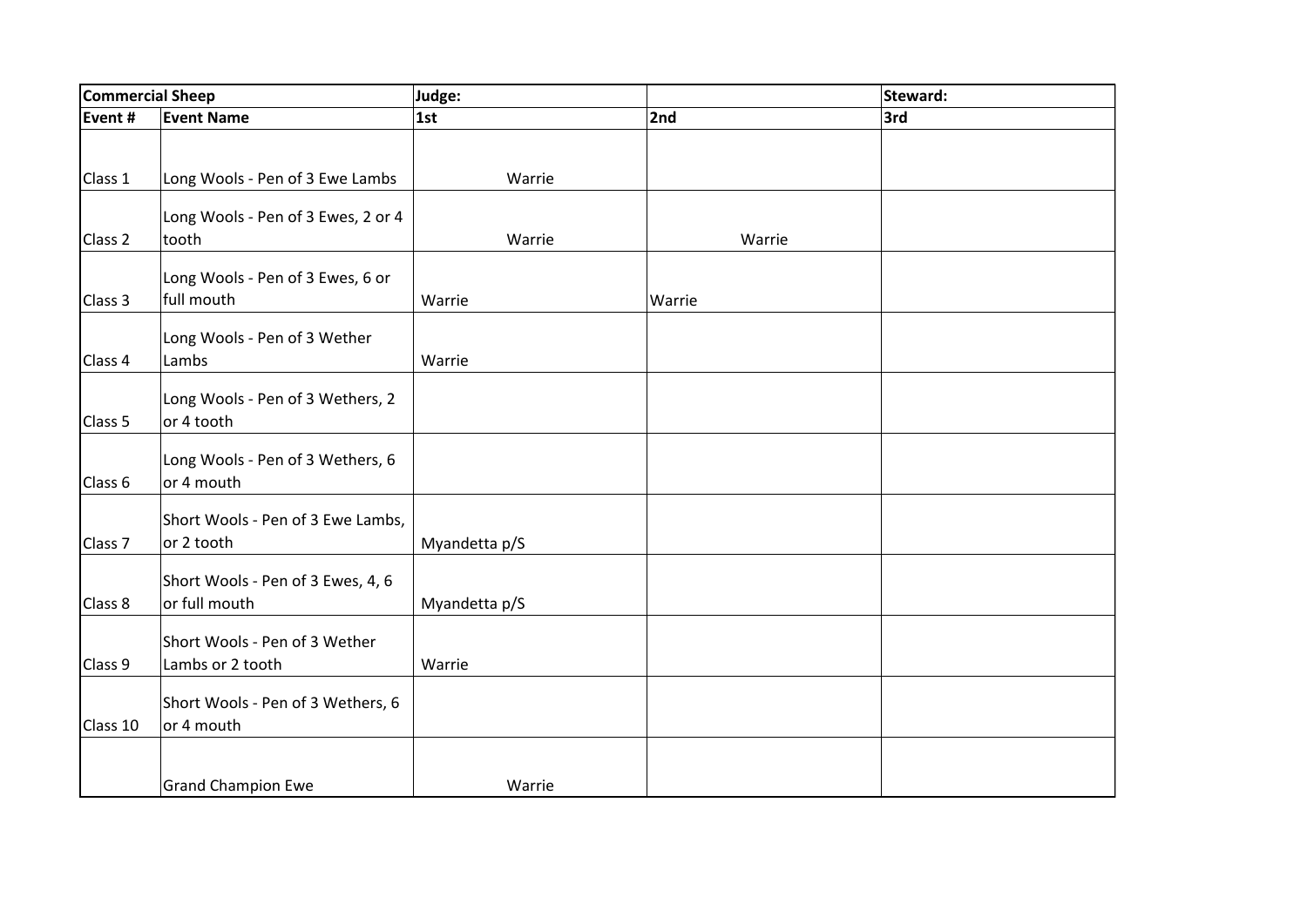| Commercial Sheep | | Judge: | | Steward: |
|---|---|---|---|---|
| **Event #** | **Event Name** | **1st** | **2nd** | **3rd** |
| Class 1 | Long Wools - Pen of 3 Ewe Lambs | Warrie | | |
| Class 2 | Long Wools - Pen of 3 Ewes, 2 or 4 tooth | Warrie | Warrie | |
| Class 3 | Long Wools - Pen of 3 Ewes, 6 or full mouth | Warrie | Warrie | |
| Class 4 | Long Wools - Pen of 3 Wether Lambs | Warrie | | |
| Class 5 | Long Wools - Pen of 3 Wethers, 2 or 4 tooth | | | |
| Class 6 | Long Wools - Pen of 3 Wethers, 6 or 4 mouth | | | |
| Class 7 | Short Wools - Pen of 3 Ewe Lambs, or 2 tooth | Myandetta p/S | | |
| Class 8 | Short Wools - Pen of 3 Ewes, 4, 6 or full mouth | Myandetta p/S | | |
| Class 9 | Short Wools - Pen of 3 Wether Lambs or 2 tooth | Warrie | | |
| Class 10 | Short Wools - Pen of 3 Wethers, 6 or 4 mouth | | | |
| | Grand Champion Ewe | Warrie | | |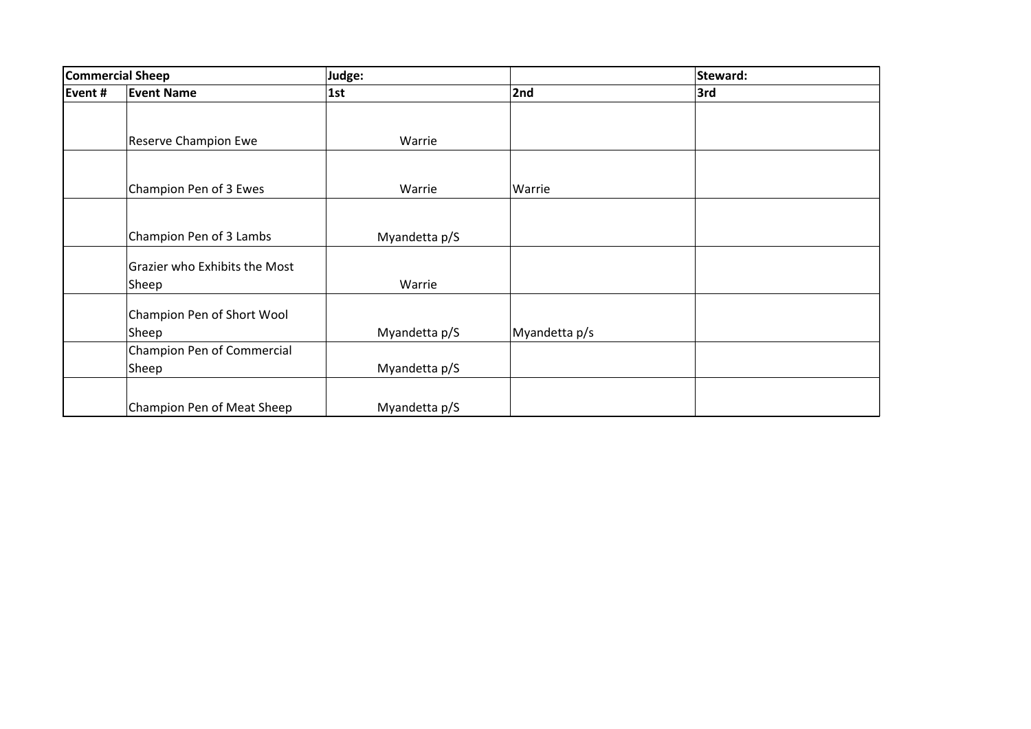| Commercial Sheep | | Judge: | | Steward: |
|---|---|---|---|---|
| Event # | Event Name | 1st | 2nd | 3rd |
| | Reserve Champion Ewe | Warrie | | |
| | Champion Pen of 3 Ewes | Warrie | Warrie | |
| | Champion Pen of 3 Lambs | Myandetta p/S | | |
| | Grazier who Exhibits the Most Sheep | Warrie | | |
| | Champion Pen of Short Wool Sheep | Myandetta p/S | Myandetta p/s | |
| | Champion Pen of Commercial Sheep | Myandetta p/S | | |
| | Champion Pen of Meat Sheep | Myandetta p/S | | |